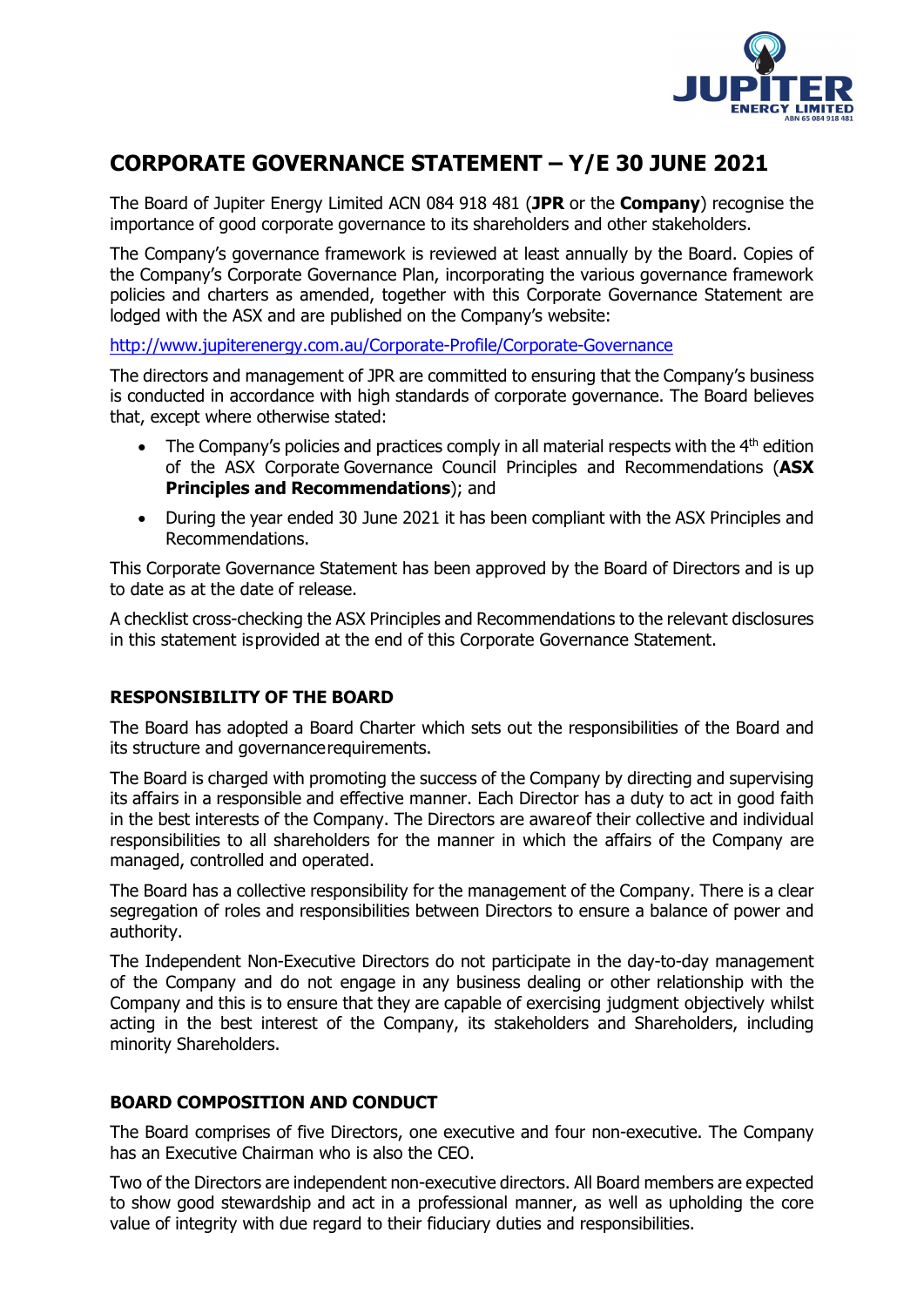# CORPORATE GOVERNANCE STATEMENT – Y/E 30 JUNE 2021

The Board of Jupiter Energy Limited ACN 084 918 481 (**JPR** or the **Company**) recognise the importance of good corporate governance to its shareholders and other stakeholders.

The Company's governance framework is reviewed at least annually by the Board. Copies of the Company's Corporate Governance Plan, incorporating the various governance framework policies and charters as amended, together with this Corporate Governance Statement are lodged with the ASX and are published on the Company's website:

http://www.jupiterenergy.com.au/Corporate-Profile/Corporate-Governance

The directors and management of JPR are committed to ensuring that the Company's business is conducted in accordance with high standards of corporate governance. The Board believes that, except where otherwise stated:

- The Company's policies and practices comply in all material respects with the 4th edition of the ASX Corporate Governance Council Principles and Recommendations (**ASX Principles and Recommendations**); and
- During the year ended 30 June 2021 it has been compliant with the ASX Principles and Recommendations.

This Corporate Governance Statement has been approved by the Board of Directors and is up to date as at the date of release.

A checklist cross-checking the ASX Principles and Recommendations to the relevant disclosures in this statement is provided at the end of this Corporate Governance Statement.

## RESPONSIBILITY OF THE BOARD

The Board has adopted a Board Charter which sets out the responsibilities of the Board and its structure and governance requirements.

The Board is charged with promoting the success of the Company by directing and supervising its affairs in a responsible and effective manner. Each Director has a duty to act in good faith in the best interests of the Company. The Directors are aware of their collective and individual responsibilities to all shareholders for the manner in which the affairs of the Company are managed, controlled and operated.

The Board has a collective responsibility for the management of the Company. There is a clear segregation of roles and responsibilities between Directors to ensure a balance of power and authority.

The Independent Non-Executive Directors do not participate in the day-to-day management of the Company and do not engage in any business dealing or other relationship with the Company and this is to ensure that they are capable of exercising judgment objectively whilst acting in the best interest of the Company, its stakeholders and Shareholders, including minority Shareholders.

## BOARD COMPOSITION AND CONDUCT

The Board comprises of five Directors, one executive and four non-executive. The Company has an Executive Chairman who is also the CEO.

Two of the Directors are independent non-executive directors. All Board members are expected to show good stewardship and act in a professional manner, as well as upholding the core value of integrity with due regard to their fiduciary duties and responsibilities.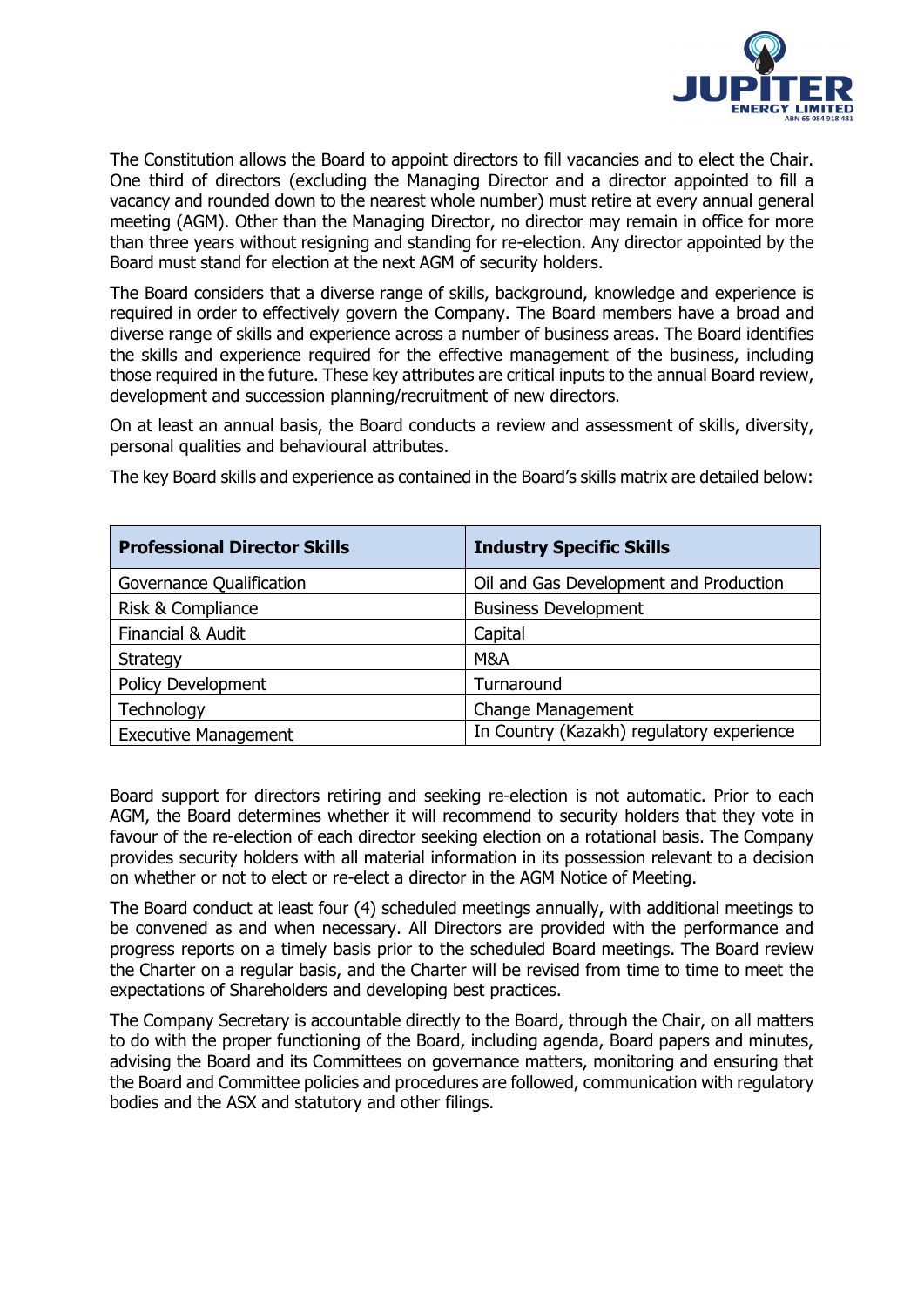The Constitution allows the Board to appoint directors to fill vacancies and to elect the Chair. One third of directors (excluding the Managing Director and a director appointed to fill a vacancy and rounded down to the nearest whole number) must retire at every annual general meeting (AGM). Other than the Managing Director, no director may remain in office for more than three years without resigning and standing for re-election. Any director appointed by the Board must stand for election at the next AGM of security holders.

The Board considers that a diverse range of skills, background, knowledge and experience is required in order to effectively govern the Company. The Board members have a broad and diverse range of skills and experience across a number of business areas. The Board identifies the skills and experience required for the effective management of the business, including those required in the future. These key attributes are critical inputs to the annual Board review, development and succession planning/recruitment of new directors.

On at least an annual basis, the Board conducts a review and assessment of skills, diversity, personal qualities and behavioural attributes.

The key Board skills and experience as contained in the Board's skills matrix are detailed below:

| **Professional Director Skills** | **Industry Specific Skills** |
| --- | --- |
| Governance Qualification | Oil and Gas Development and Production |
| Risk & Compliance | Business Development |
| Financial & Audit | Capital |
| Strategy | M&A |
| Policy Development | Turnaround |
| Technology | Change Management |
| Executive Management | In Country (Kazakh) regulatory experience |

Board support for directors retiring and seeking re-election is not automatic. Prior to each AGM, the Board determines whether it will recommend to security holders that they vote in favour of the re-election of each director seeking election on a rotational basis. The Company provides security holders with all material information in its possession relevant to a decision on whether or not to elect or re-elect a director in the AGM Notice of Meeting.

The Board conduct at least four (4) scheduled meetings annually, with additional meetings to be convened as and when necessary. All Directors are provided with the performance and progress reports on a timely basis prior to the scheduled Board meetings. The Board review the Charter on a regular basis, and the Charter will be revised from time to time to meet the expectations of Shareholders and developing best practices.

The Company Secretary is accountable directly to the Board, through the Chair, on all matters to do with the proper functioning of the Board, including agenda, Board papers and minutes, advising the Board and its Committees on governance matters, monitoring and ensuring that the Board and Committee policies and procedures are followed, communication with regulatory bodies and the ASX and statutory and other filings.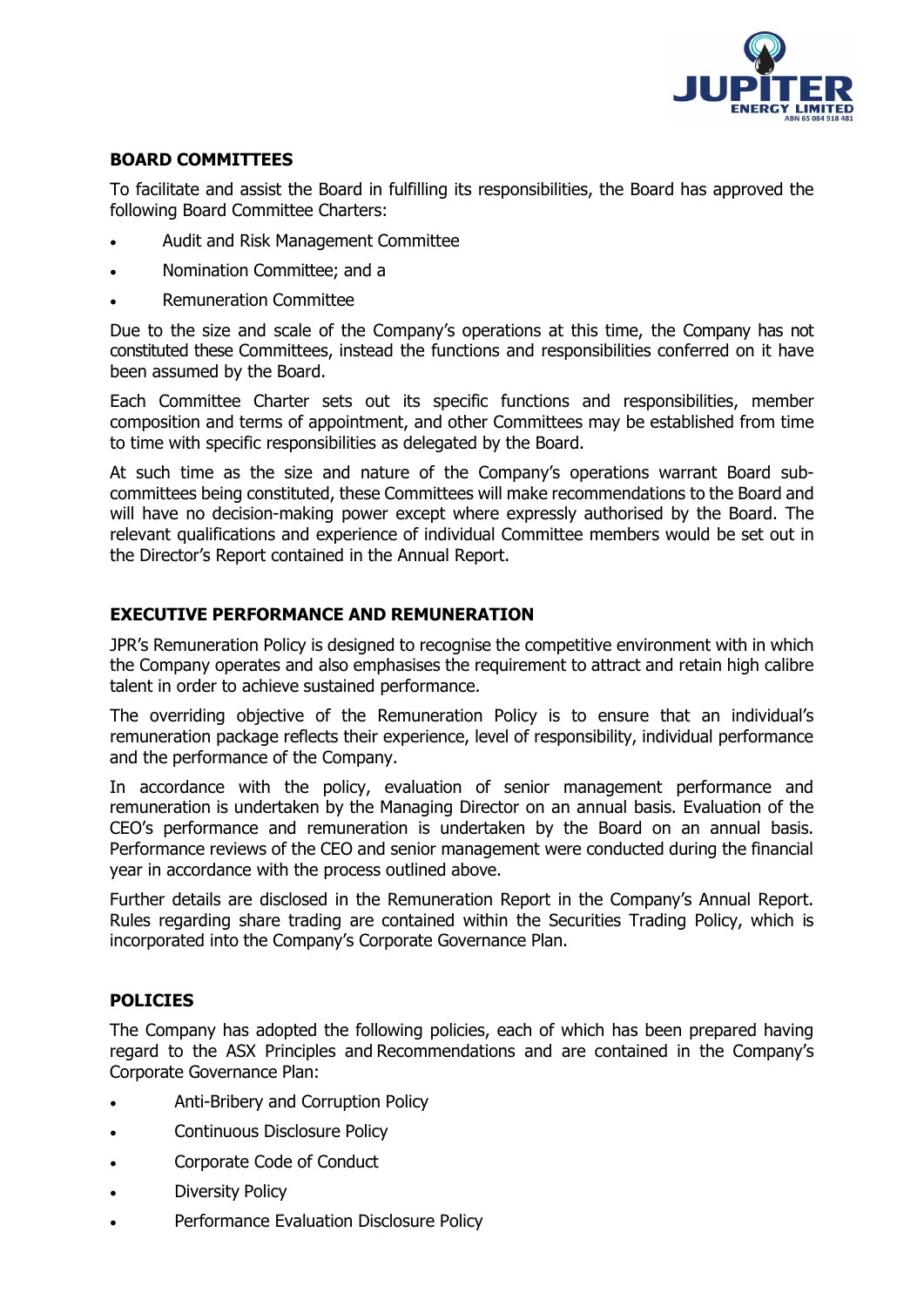## BOARD COMMITTEES

To facilitate and assist the Board in fulfilling its responsibilities, the Board has approved the following Board Committee Charters:

- Audit and Risk Management Committee
- Nomination Committee; and a
- Remuneration Committee

Due to the size and scale of the Company's operations at this time, the Company has not constituted these Committees, instead the functions and responsibilities conferred on it have been assumed by the Board.

Each Committee Charter sets out its specific functions and responsibilities, member composition and terms of appointment, and other Committees may be established from time to time with specific responsibilities as delegated by the Board.

At such time as the size and nature of the Company's operations warrant Board sub-committees being constituted, these Committees will make recommendations to the Board and will have no decision-making power except where expressly authorised by the Board. The relevant qualifications and experience of individual Committee members would be set out in the Director's Report contained in the Annual Report.

## EXECUTIVE PERFORMANCE AND REMUNERATION

JPR's Remuneration Policy is designed to recognise the competitive environment with in which the Company operates and also emphasises the requirement to attract and retain high calibre talent in order to achieve sustained performance.

The overriding objective of the Remuneration Policy is to ensure that an individual's remuneration package reflects their experience, level of responsibility, individual performance and the performance of the Company.

In accordance with the policy, evaluation of senior management performance and remuneration is undertaken by the Managing Director on an annual basis. Evaluation of the CEO's performance and remuneration is undertaken by the Board on an annual basis. Performance reviews of the CEO and senior management were conducted during the financial year in accordance with the process outlined above.

Further details are disclosed in the Remuneration Report in the Company's Annual Report. Rules regarding share trading are contained within the Securities Trading Policy, which is incorporated into the Company's Corporate Governance Plan.

## POLICIES

The Company has adopted the following policies, each of which has been prepared having regard to the ASX Principles and Recommendations and are contained in the Company's Corporate Governance Plan:

- Anti-Bribery and Corruption Policy
- Continuous Disclosure Policy
- Corporate Code of Conduct
- Diversity Policy
- Performance Evaluation Disclosure Policy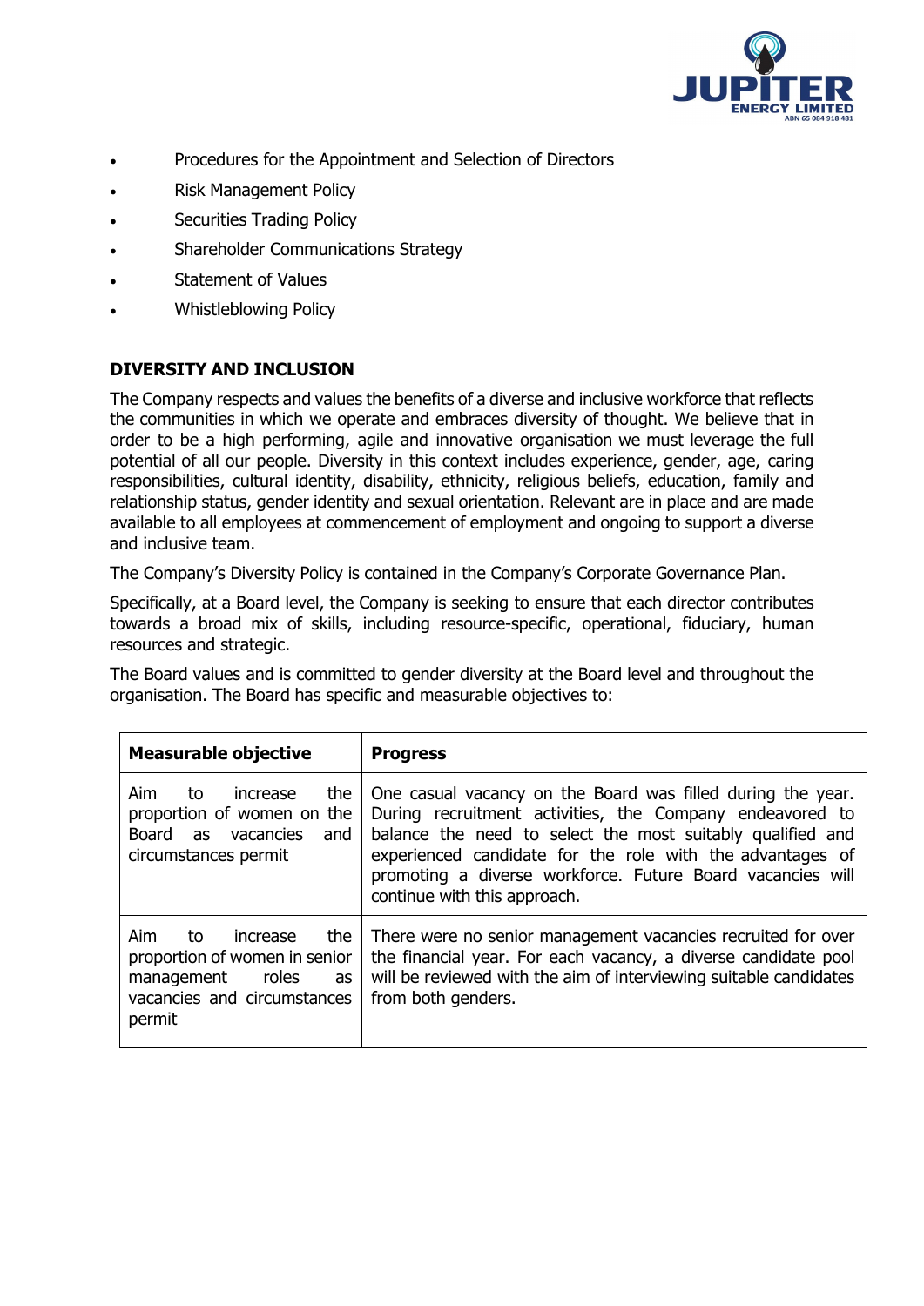- Procedures for the Appointment and Selection of Directors
- Risk Management Policy
- Securities Trading Policy
- Shareholder Communications Strategy
- Statement of Values
- Whistleblowing Policy

**DIVERSITY AND INCLUSION**

The Company respects and values the benefits of a diverse and inclusive workforce that reflects the communities in which we operate and embraces diversity of thought. We believe that in order to be a high performing, agile and innovative organisation we must leverage the full potential of all our people. Diversity in this context includes experience, gender, age, caring responsibilities, cultural identity, disability, ethnicity, religious beliefs, education, family and relationship status, gender identity and sexual orientation. Relevant are in place and are made available to all employees at commencement of employment and ongoing to support a diverse and inclusive team.

The Company's Diversity Policy is contained in the Company's Corporate Governance Plan.

Specifically, at a Board level, the Company is seeking to ensure that each director contributes towards a broad mix of skills, including resource-specific, operational, fiduciary, human resources and strategic.

The Board values and is committed to gender diversity at the Board level and throughout the organisation. The Board has specific and measurable objectives to:

| **Measurable objective** | **Progress** |
|---|---|
| Aim to increase the proportion of women on the Board as vacancies and circumstances permit | One casual vacancy on the Board was filled during the year. During recruitment activities, the Company endeavored to balance the need to select the most suitably qualified and experienced candidate for the role with the advantages of promoting a diverse workforce. Future Board vacancies will continue with this approach. |
| Aim to increase the proportion of women in senior management roles as vacancies and circumstances permit | There were no senior management vacancies recruited for over the financial year. For each vacancy, a diverse candidate pool will be reviewed with the aim of interviewing suitable candidates from both genders. |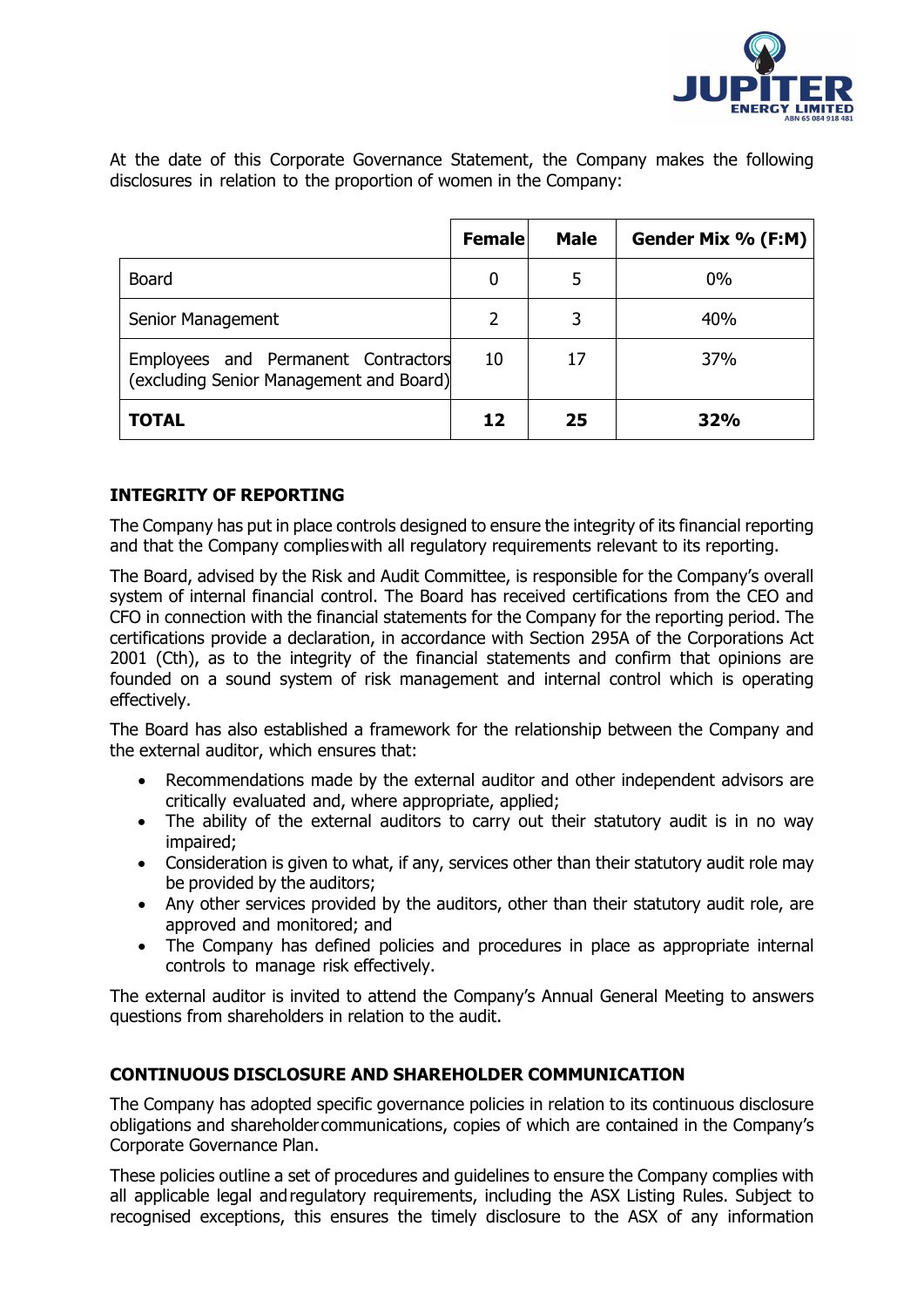At the date of this Corporate Governance Statement, the Company makes the following disclosures in relation to the proportion of women in the Company:

| | Female | Male | Gender Mix % (F:M) |
|---|---|---|---|
| Board | 0 | 5 | 0% |
| Senior Management | 2 | 3 | 40% |
| Employees and Permanent Contractors (excluding Senior Management and Board) | 10 | 17 | 37% |
| **TOTAL** | **12** | **25** | **32%** |

## INTEGRITY OF REPORTING

The Company has put in place controls designed to ensure the integrity of its financial reporting and that the Company complies with all regulatory requirements relevant to its reporting.

The Board, advised by the Risk and Audit Committee, is responsible for the Company's overall system of internal financial control. The Board has received certifications from the CEO and CFO in connection with the financial statements for the Company for the reporting period. The certifications provide a declaration, in accordance with Section 295A of the Corporations Act 2001 (Cth), as to the integrity of the financial statements and confirm that opinions are founded on a sound system of risk management and internal control which is operating effectively.

The Board has also established a framework for the relationship between the Company and the external auditor, which ensures that:

- Recommendations made by the external auditor and other independent advisors are critically evaluated and, where appropriate, applied;
- The ability of the external auditors to carry out their statutory audit is in no way impaired;
- Consideration is given to what, if any, services other than their statutory audit role may be provided by the auditors;
- Any other services provided by the auditors, other than their statutory audit role, are approved and monitored; and
- The Company has defined policies and procedures in place as appropriate internal controls to manage risk effectively.

The external auditor is invited to attend the Company's Annual General Meeting to answers questions from shareholders in relation to the audit.

## CONTINUOUS DISCLOSURE AND SHAREHOLDER COMMUNICATION

The Company has adopted specific governance policies in relation to its continuous disclosure obligations and shareholder communications, copies of which are contained in the Company's Corporate Governance Plan.

These policies outline a set of procedures and guidelines to ensure the Company complies with all applicable legal and regulatory requirements, including the ASX Listing Rules. Subject to recognised exceptions, this ensures the timely disclosure to the ASX of any information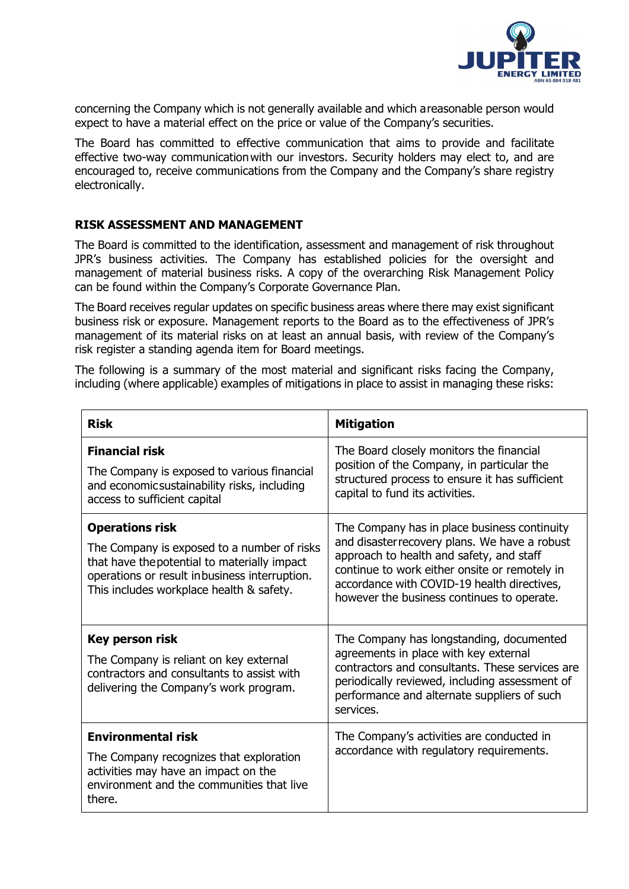concerning the Company which is not generally available and which a reasonable person would expect to have a material effect on the price or value of the Company's securities.

The Board has committed to effective communication that aims to provide and facilitate effective two-way communication with our investors. Security holders may elect to, and are encouraged to, receive communications from the Company and the Company's share registry electronically.

## RISK ASSESSMENT AND MANAGEMENT

The Board is committed to the identification, assessment and management of risk throughout JPR's business activities. The Company has established policies for the oversight and management of material business risks. A copy of the overarching Risk Management Policy can be found within the Company's Corporate Governance Plan.

The Board receives regular updates on specific business areas where there may exist significant business risk or exposure. Management reports to the Board as to the effectiveness of JPR's management of its material risks on at least an annual basis, with review of the Company's risk register a standing agenda item for Board meetings.

The following is a summary of the most material and significant risks facing the Company, including (where applicable) examples of mitigations in place to assist in managing these risks:

| Risk | Mitigation |
|---|---|
| **Financial risk**<br>The Company is exposed to various financial and economic sustainability risks, including access to sufficient capital | The Board closely monitors the financial position of the Company, in particular the structured process to ensure it has sufficient capital to fund its activities. |
| **Operations risk**<br>The Company is exposed to a number of risks that have the potential to materially impact operations or result in business interruption. This includes workplace health & safety. | The Company has in place business continuity and disaster recovery plans. We have a robust approach to health and safety, and staff continue to work either onsite or remotely in accordance with COVID-19 health directives, however the business continues to operate. |
| **Key person risk**<br>The Company is reliant on key external contractors and consultants to assist with delivering the Company's work program. | The Company has longstanding, documented agreements in place with key external contractors and consultants. These services are periodically reviewed, including assessment of performance and alternate suppliers of such services. |
| **Environmental risk**<br>The Company recognizes that exploration activities may have an impact on the environment and the communities that live there. | The Company's activities are conducted in accordance with regulatory requirements. |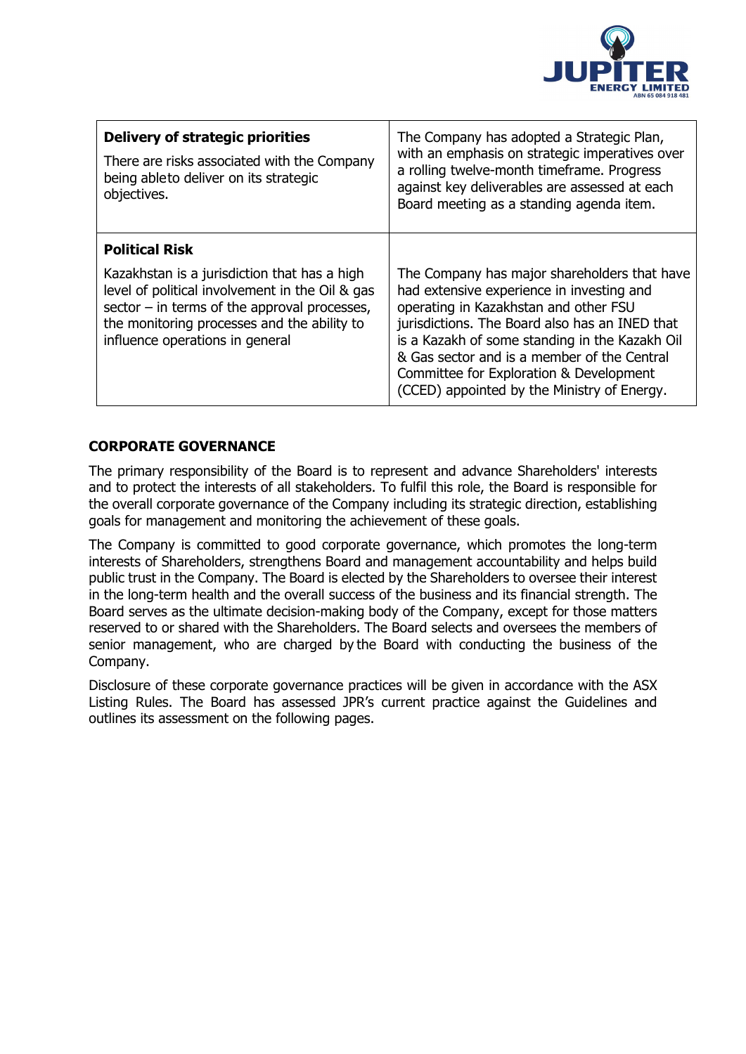| | |
|---|---|
| **Delivery of strategic priorities**<br><br>There are risks associated with the Company being ableto deliver on its strategic objectives. | The Company has adopted a Strategic Plan, with an emphasis on strategic imperatives over a rolling twelve-month timeframe. Progress against key deliverables are assessed at each Board meeting as a standing agenda item. |
| **Political Risk**<br><br>Kazakhstan is a jurisdiction that has a high level of political involvement in the Oil & gas sector – in terms of the approval processes, the monitoring processes and the ability to influence operations in general | The Company has major shareholders that have had extensive experience in investing and operating in Kazakhstan and other FSU jurisdictions. The Board also has an INED that is a Kazakh of some standing in the Kazakh Oil & Gas sector and is a member of the Central Committee for Exploration & Development (CCED) appointed by the Ministry of Energy. |

**CORPORATE GOVERNANCE**

The primary responsibility of the Board is to represent and advance Shareholders' interests and to protect the interests of all stakeholders. To fulfil this role, the Board is responsible for the overall corporate governance of the Company including its strategic direction, establishing goals for management and monitoring the achievement of these goals.

The Company is committed to good corporate governance, which promotes the long-term interests of Shareholders, strengthens Board and management accountability and helps build public trust in the Company. The Board is elected by the Shareholders to oversee their interest in the long-term health and the overall success of the business and its financial strength. The Board serves as the ultimate decision-making body of the Company, except for those matters reserved to or shared with the Shareholders. The Board selects and oversees the members of senior management, who are charged by the Board with conducting the business of the Company.

Disclosure of these corporate governance practices will be given in accordance with the ASX Listing Rules. The Board has assessed JPR's current practice against the Guidelines and outlines its assessment on the following pages.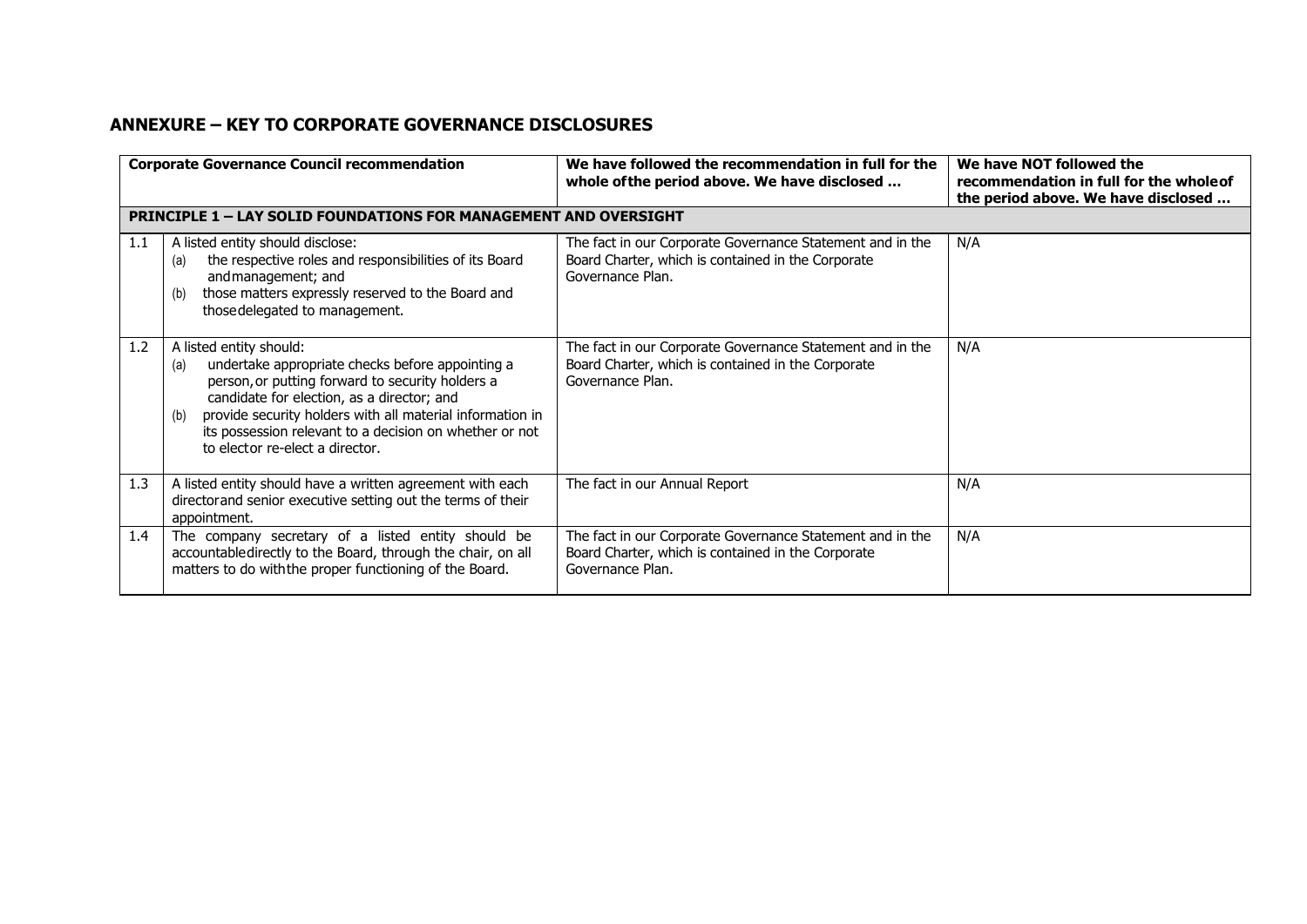## ANNEXURE – KEY TO CORPORATE GOVERNANCE DISCLOSURES

| Corporate Governance Council recommendation | | We have followed the recommendation in full for the whole of the period above. We have disclosed … | We have NOT followed the recommendation in full for the whole of the period above. We have disclosed … |
|---|---|---|---|
| **PRINCIPLE 1 – LAY SOLID FOUNDATIONS FOR MANAGEMENT AND OVERSIGHT** | | | |
| 1.1 | A listed entity should disclose: (a) the respective roles and responsibilities of its Board and management; and (b) those matters expressly reserved to the Board and those delegated to management. | The fact in our Corporate Governance Statement and in the Board Charter, which is contained in the Corporate Governance Plan. | N/A |
| 1.2 | A listed entity should: (a) undertake appropriate checks before appointing a person, or putting forward to security holders a candidate for election, as a director; and (b) provide security holders with all material information in its possession relevant to a decision on whether or not to elect or re-elect a director. | The fact in our Corporate Governance Statement and in the Board Charter, which is contained in the Corporate Governance Plan. | N/A |
| 1.3 | A listed entity should have a written agreement with each director and senior executive setting out the terms of their appointment. | The fact in our Annual Report | N/A |
| 1.4 | The company secretary of a listed entity should be accountable directly to the Board, through the chair, on all matters to do with the proper functioning of the Board. | The fact in our Corporate Governance Statement and in the Board Charter, which is contained in the Corporate Governance Plan. | N/A |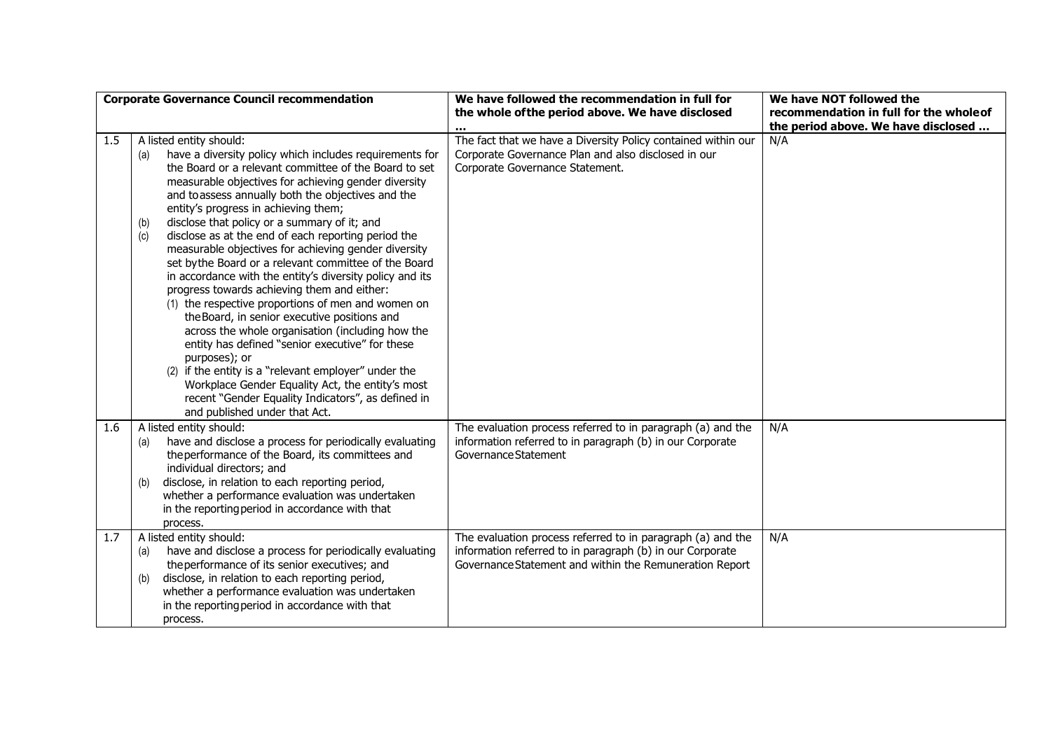| | Corporate Governance Council recommendation | We have followed the recommendation in full for the whole of the period above. We have disclosed … | We have NOT followed the recommendation in full for the whole of the period above. We have disclosed … |
|---|---|---|---|
| 1.5 | A listed entity should:<br>(a) have a diversity policy which includes requirements for the Board or a relevant committee of the Board to set measurable objectives for achieving gender diversity and to assess annually both the objectives and the entity's progress in achieving them;<br>(b) disclose that policy or a summary of it; and<br>(c) disclose as at the end of each reporting period the measurable objectives for achieving gender diversity set by the Board or a relevant committee of the Board in accordance with the entity's diversity policy and its progress towards achieving them and either:<br>(1) the respective proportions of men and women on the Board, in senior executive positions and across the whole organisation (including how the entity has defined "senior executive" for these purposes); or<br>(2) if the entity is a "relevant employer" under the Workplace Gender Equality Act, the entity's most recent "Gender Equality Indicators", as defined in and published under that Act. | The fact that we have a Diversity Policy contained within our Corporate Governance Plan and also disclosed in our Corporate Governance Statement. | N/A |
| 1.6 | A listed entity should:<br>(a) have and disclose a process for periodically evaluating the performance of the Board, its committees and individual directors; and<br>(b) disclose, in relation to each reporting period, whether a performance evaluation was undertaken in the reporting period in accordance with that process. | The evaluation process referred to in paragraph (a) and the information referred to in paragraph (b) in our Corporate Governance Statement | N/A |
| 1.7 | A listed entity should:<br>(a) have and disclose a process for periodically evaluating the performance of its senior executives; and<br>(b) disclose, in relation to each reporting period, whether a performance evaluation was undertaken in the reporting period in accordance with that process. | The evaluation process referred to in paragraph (a) and the information referred to in paragraph (b) in our Corporate Governance Statement and within the Remuneration Report | N/A |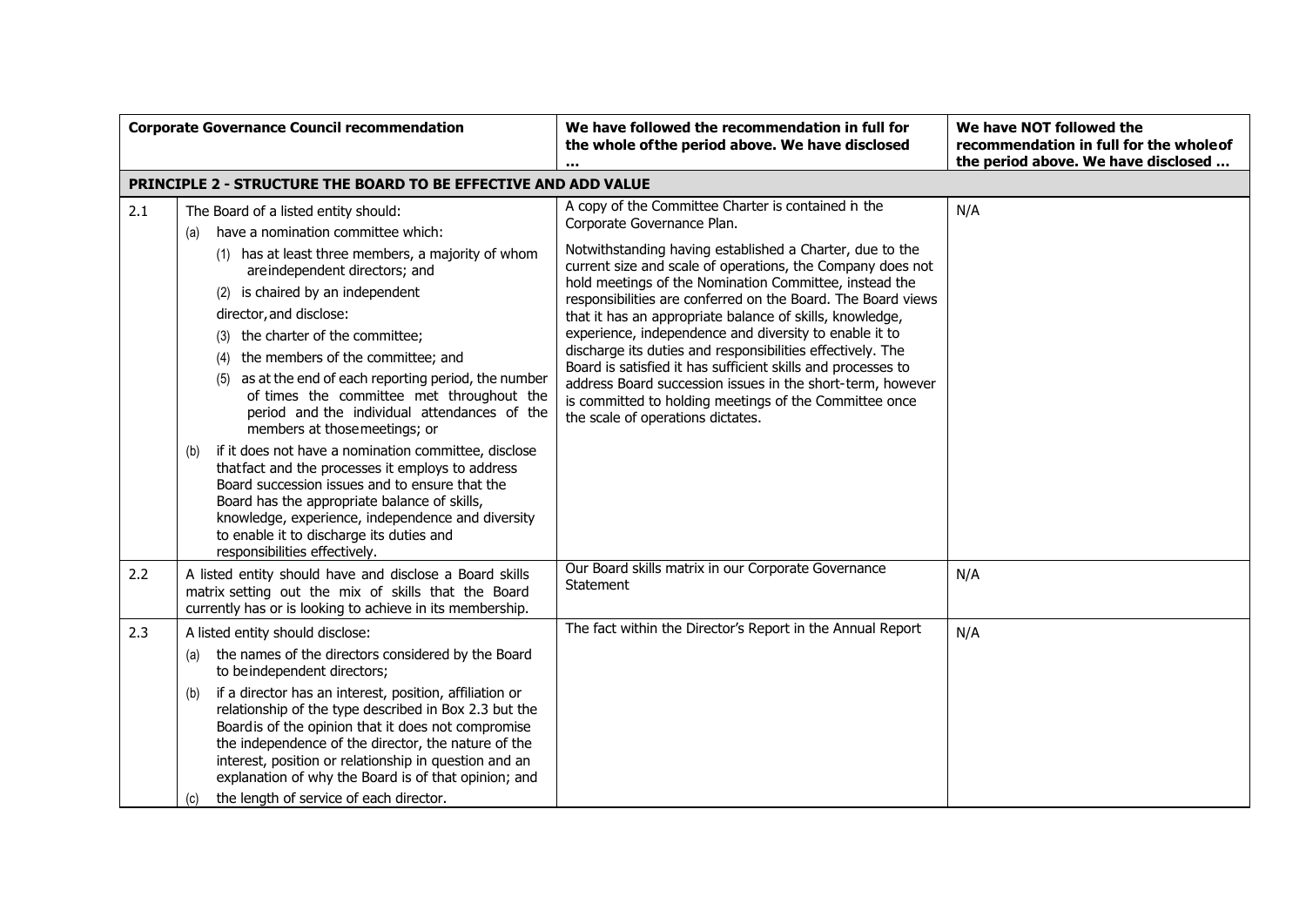| | Corporate Governance Council recommendation | We have followed the recommendation in full for the whole of the period above. We have disclosed … | We have NOT followed the recommendation in full for the whole of the period above. We have disclosed … |
|---|---|---|---|
| **PRINCIPLE 2 - STRUCTURE THE BOARD TO BE EFFECTIVE AND ADD VALUE** | | | |
| 2.1 | The Board of a listed entity should:<br>(a) have a nomination committee which:<br>(1) has at least three members, a majority of whom are independent directors; and<br>(2) is chaired by an independent director, and disclose:<br>(3) the charter of the committee;<br>(4) the members of the committee; and<br>(5) as at the end of each reporting period, the number of times the committee met throughout the period and the individual attendances of the members at those meetings; or<br>(b) if it does not have a nomination committee, disclose that fact and the processes it employs to address Board succession issues and to ensure that the Board has the appropriate balance of skills, knowledge, experience, independence and diversity to enable it to discharge its duties and responsibilities effectively. | A copy of the Committee Charter is contained in the Corporate Governance Plan.<br><br>Notwithstanding having established a Charter, due to the current size and scale of operations, the Company does not hold meetings of the Nomination Committee, instead the responsibilities are conferred on the Board. The Board views that it has an appropriate balance of skills, knowledge, experience, independence and diversity to enable it to discharge its duties and responsibilities effectively. The Board is satisfied it has sufficient skills and processes to address Board succession issues in the short-term, however is committed to holding meetings of the Committee once the scale of operations dictates. | N/A |
| 2.2 | A listed entity should have and disclose a Board skills matrix setting out the mix of skills that the Board currently has or is looking to achieve in its membership. | Our Board skills matrix in our Corporate Governance Statement | N/A |
| 2.3 | A listed entity should disclose:<br>(a) the names of the directors considered by the Board to be independent directors;<br>(b) if a director has an interest, position, affiliation or relationship of the type described in Box 2.3 but the Board is of the opinion that it does not compromise the independence of the director, the nature of the interest, position or relationship in question and an explanation of why the Board is of that opinion; and<br>(c) the length of service of each director. | The fact within the Director's Report in the Annual Report | N/A |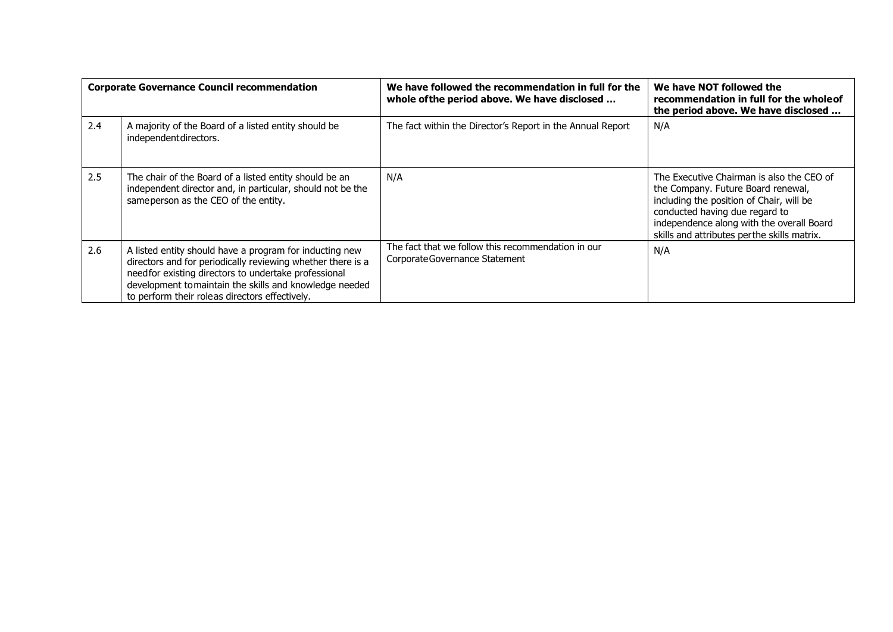| Corporate Governance Council recommendation | | We have followed the recommendation in full for the whole of the period above. We have disclosed … | We have NOT followed the recommendation in full for the whole of the period above. We have disclosed … |
|---|---|---|---|
| 2.4 | A majority of the Board of a listed entity should be independent directors. | The fact within the Director's Report in the Annual Report | N/A |
| 2.5 | The chair of the Board of a listed entity should be an independent director and, in particular, should not be the same person as the CEO of the entity. | N/A | The Executive Chairman is also the CEO of the Company. Future Board renewal, including the position of Chair, will be conducted having due regard to independence along with the overall Board skills and attributes per the skills matrix. |
| 2.6 | A listed entity should have a program for inducting new directors and for periodically reviewing whether there is a need for existing directors to undertake professional development to maintain the skills and knowledge needed to perform their role as directors effectively. | The fact that we follow this recommendation in our Corporate Governance Statement | N/A |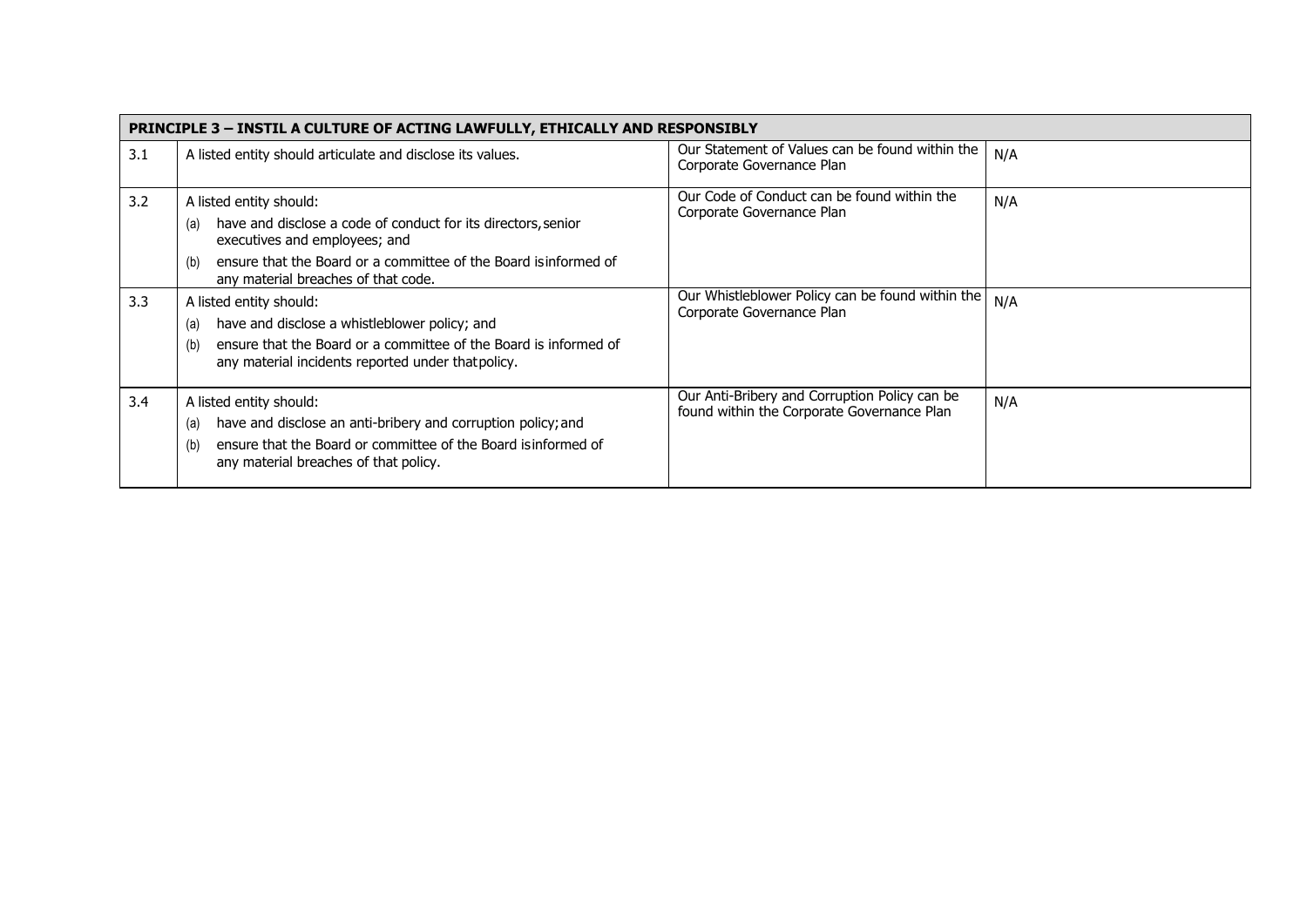| PRINCIPLE 3 – INSTIL A CULTURE OF ACTING LAWFULLY, ETHICALLY AND RESPONSIBLY | | | |
|---|---|---|---|
| 3.1 | A listed entity should articulate and disclose its values. | Our Statement of Values can be found within the Corporate Governance Plan | N/A |
| 3.2 | A listed entity should:<br>(a) have and disclose a code of conduct for its directors, senior executives and employees; and<br>(b) ensure that the Board or a committee of the Board is informed of any material breaches of that code. | Our Code of Conduct can be found within the Corporate Governance Plan | N/A |
| 3.3 | A listed entity should:<br>(a) have and disclose a whistleblower policy; and<br>(b) ensure that the Board or a committee of the Board is informed of any material incidents reported under that policy. | Our Whistleblower Policy can be found within the Corporate Governance Plan | N/A |
| 3.4 | A listed entity should:<br>(a) have and disclose an anti-bribery and corruption policy; and<br>(b) ensure that the Board or committee of the Board is informed of any material breaches of that policy. | Our Anti-Bribery and Corruption Policy can be found within the Corporate Governance Plan | N/A |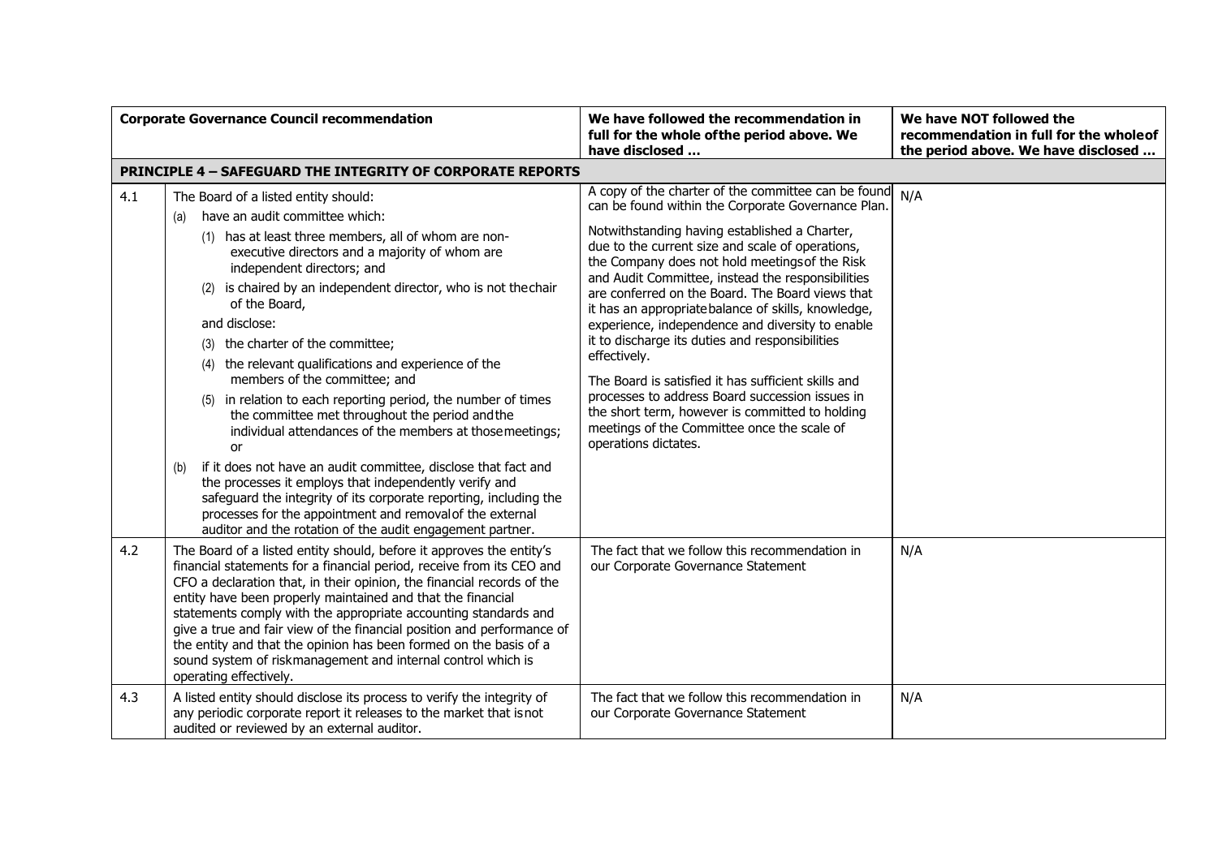| | Corporate Governance Council recommendation | We have followed the recommendation in full for the whole ofthe period above. We have disclosed … | We have NOT followed the recommendation in full for the wholeof the period above. We have disclosed … |
|---|---|---|---|
| **PRINCIPLE 4 – SAFEGUARD THE INTEGRITY OF CORPORATE REPORTS** | | | |
| 4.1 | The Board of a listed entity should:<br>(a) have an audit committee which:<br>(1) has at least three members, all of whom are non-executive directors and a majority of whom are independent directors; and<br>(2) is chaired by an independent director, who is not thechair of the Board,<br>and disclose:<br>(3) the charter of the committee;<br>(4) the relevant qualifications and experience of the members of the committee; and<br>(5) in relation to each reporting period, the number of times the committee met throughout the period andthe individual attendances of the members at thosemeetings; or<br>(b) if it does not have an audit committee, disclose that fact and the processes it employs that independently verify and safeguard the integrity of its corporate reporting, including the processes for the appointment and removalof the external auditor and the rotation of the audit engagement partner. | A copy of the charter of the committee can be found can be found within the Corporate Governance Plan.<br><br>Notwithstanding having established a Charter, due to the current size and scale of operations, the Company does not hold meetingsof the Risk and Audit Committee, instead the responsibilities are conferred on the Board. The Board views that it has an appropriatebalance of skills, knowledge, experience, independence and diversity to enable it to discharge its duties and responsibilities effectively.<br><br>The Board is satisfied it has sufficient skills and processes to address Board succession issues in the short term, however is committed to holding meetings of the Committee once the scale of operations dictates. | N/A |
| 4.2 | The Board of a listed entity should, before it approves the entity's financial statements for a financial period, receive from its CEO and CFO a declaration that, in their opinion, the financial records of the entity have been properly maintained and that the financial statements comply with the appropriate accounting standards and give a true and fair view of the financial position and performance of the entity and that the opinion has been formed on the basis of a sound system of riskmanagement and internal control which is operating effectively. | The fact that we follow this recommendation in our Corporate Governance Statement | N/A |
| 4.3 | A listed entity should disclose its process to verify the integrity of any periodic corporate report it releases to the market that isnot audited or reviewed by an external auditor. | The fact that we follow this recommendation in our Corporate Governance Statement | N/A |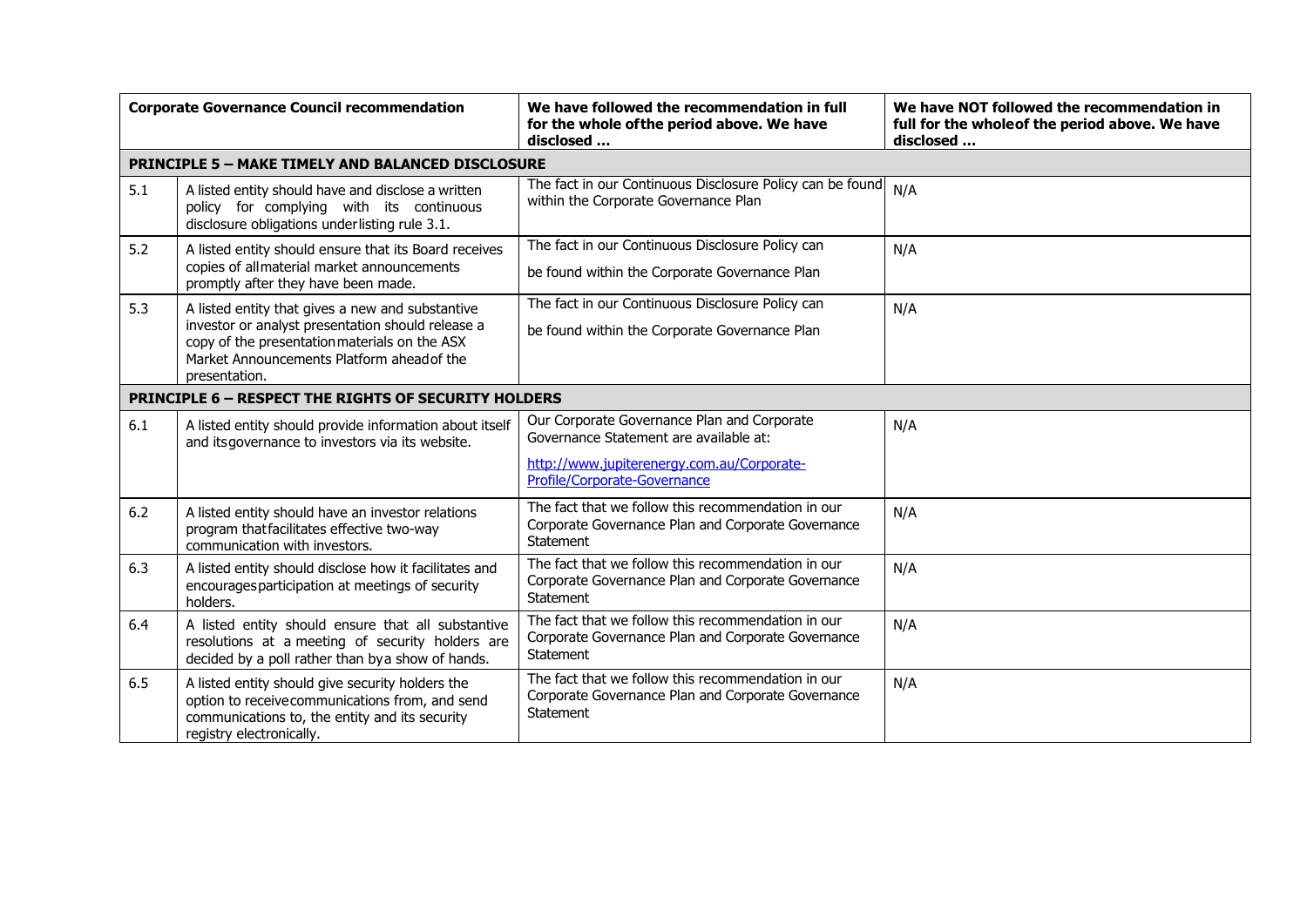| Corporate Governance Council recommendation | | We have followed the recommendation in full for the whole ofthe period above. We have disclosed … | We have NOT followed the recommendation in full for the wholeof the period above. We have disclosed … |
|---|---|---|---|
| **PRINCIPLE 5 – MAKE TIMELY AND BALANCED DISCLOSURE** | | | |
| 5.1 | A listed entity should have and disclose a written policy for complying with its continuous disclosure obligations underlisting rule 3.1. | The fact in our Continuous Disclosure Policy can be found within the Corporate Governance Plan | N/A |
| 5.2 | A listed entity should ensure that its Board receives copies of allmaterial market announcements promptly after they have been made. | The fact in our Continuous Disclosure Policy can be found within the Corporate Governance Plan | N/A |
| 5.3 | A listed entity that gives a new and substantive investor or analyst presentation should release a copy of the presentationmaterials on the ASX Market Announcements Platform aheadof the presentation. | The fact in our Continuous Disclosure Policy can be found within the Corporate Governance Plan | N/A |
| **PRINCIPLE 6 – RESPECT THE RIGHTS OF SECURITY HOLDERS** | | | |
| 6.1 | A listed entity should provide information about itself and itsgovernance to investors via its website. | Our Corporate Governance Plan and Corporate Governance Statement are available at: http://www.jupiterenergy.com.au/Corporate-Profile/Corporate-Governance | N/A |
| 6.2 | A listed entity should have an investor relations program thatfacilitates effective two-way communication with investors. | The fact that we follow this recommendation in our Corporate Governance Plan and Corporate Governance Statement | N/A |
| 6.3 | A listed entity should disclose how it facilitates and encouragesparticipation at meetings of security holders. | The fact that we follow this recommendation in our Corporate Governance Plan and Corporate Governance Statement | N/A |
| 6.4 | A listed entity should ensure that all substantive resolutions at a meeting of security holders are decided by a poll rather than bya show of hands. | The fact that we follow this recommendation in our Corporate Governance Plan and Corporate Governance Statement | N/A |
| 6.5 | A listed entity should give security holders the option to receivecommunications from, and send communications to, the entity and its security registry electronically. | The fact that we follow this recommendation in our Corporate Governance Plan and Corporate Governance Statement | N/A |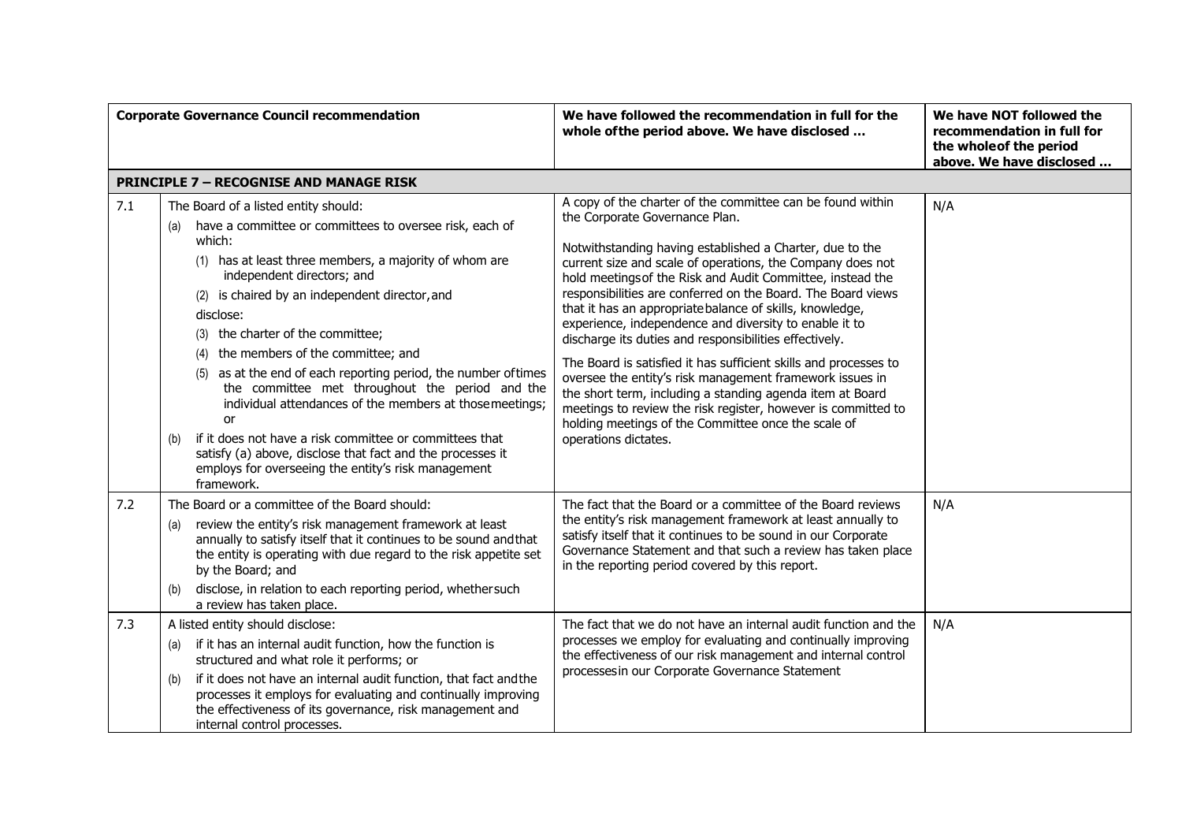| | Corporate Governance Council recommendation | We have followed the recommendation in full for the whole ofthe period above. We have disclosed … | We have NOT followed the recommendation in full for the wholeof the period above. We have disclosed … |
|---|---|---|---|
| **PRINCIPLE 7 – RECOGNISE AND MANAGE RISK** | | | |
| 7.1 | The Board of a listed entity should:<br>(a) have a committee or committees to oversee risk, each of which:<br>(1) has at least three members, a majority of whom are independent directors; and<br>(2) is chaired by an independent director, and<br>disclose:<br>(3) the charter of the committee;<br>(4) the members of the committee; and<br>(5) as at the end of each reporting period, the number oftimes the committee met throughout the period and the individual attendances of the members at thosemeetings; or<br>(b) if it does not have a risk committee or committees that satisfy (a) above, disclose that fact and the processes it employs for overseeing the entity's risk management framework. | A copy of the charter of the committee can be found within the Corporate Governance Plan.<br><br>Notwithstanding having established a Charter, due to the current size and scale of operations, the Company does not hold meetingsof the Risk and Audit Committee, instead the responsibilities are conferred on the Board. The Board views that it has an appropriatebalance of skills, knowledge, experience, independence and diversity to enable it to discharge its duties and responsibilities effectively.<br><br>The Board is satisfied it has sufficient skills and processes to oversee the entity's risk management framework issues in the short term, including a standing agenda item at Board meetings to review the risk register, however is committed to holding meetings of the Committee once the scale of operations dictates. | N/A |
| 7.2 | The Board or a committee of the Board should:<br>(a) review the entity's risk management framework at least annually to satisfy itself that it continues to be sound andthat the entity is operating with due regard to the risk appetite set by the Board; and<br>(b) disclose, in relation to each reporting period, whethersuch a review has taken place. | The fact that the Board or a committee of the Board reviews the entity's risk management framework at least annually to satisfy itself that it continues to be sound in our Corporate Governance Statement and that such a review has taken place in the reporting period covered by this report. | N/A |
| 7.3 | A listed entity should disclose:<br>(a) if it has an internal audit function, how the function is structured and what role it performs; or<br>(b) if it does not have an internal audit function, that fact andthe processes it employs for evaluating and continually improving the effectiveness of its governance, risk management and internal control processes. | The fact that we do not have an internal audit function and the processes we employ for evaluating and continually improving the effectiveness of our risk management and internal control processesin our Corporate Governance Statement | N/A |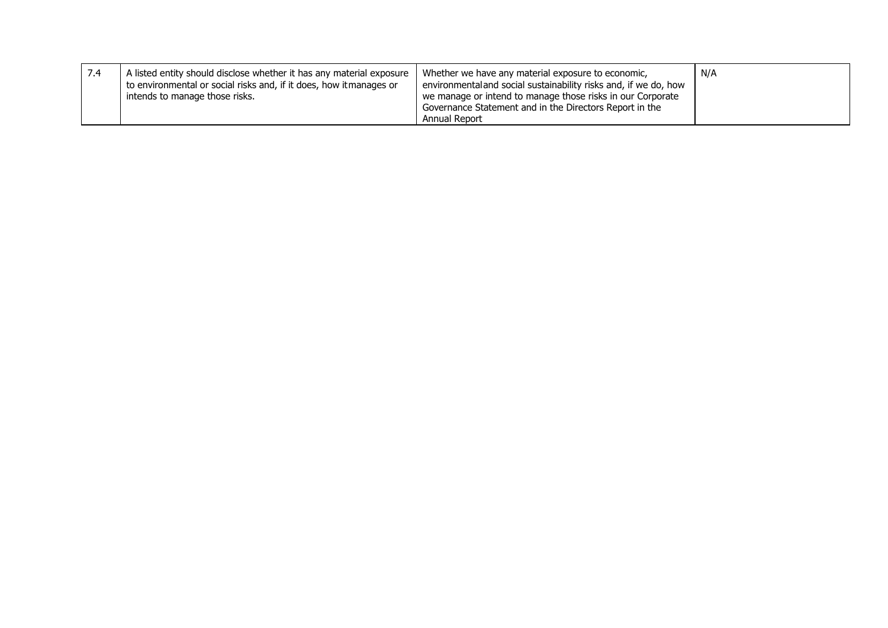| 7.4 | A listed entity should disclose whether it has any material exposure to environmental or social risks and, if it does, how itmanages or intends to manage those risks. | Whether we have any material exposure to economic, environmentaland social sustainability risks and, if we do, how we manage or intend to manage those risks in our Corporate Governance Statement and in the Directors Report in the Annual Report | N/A |
| --- | --- | --- | --- |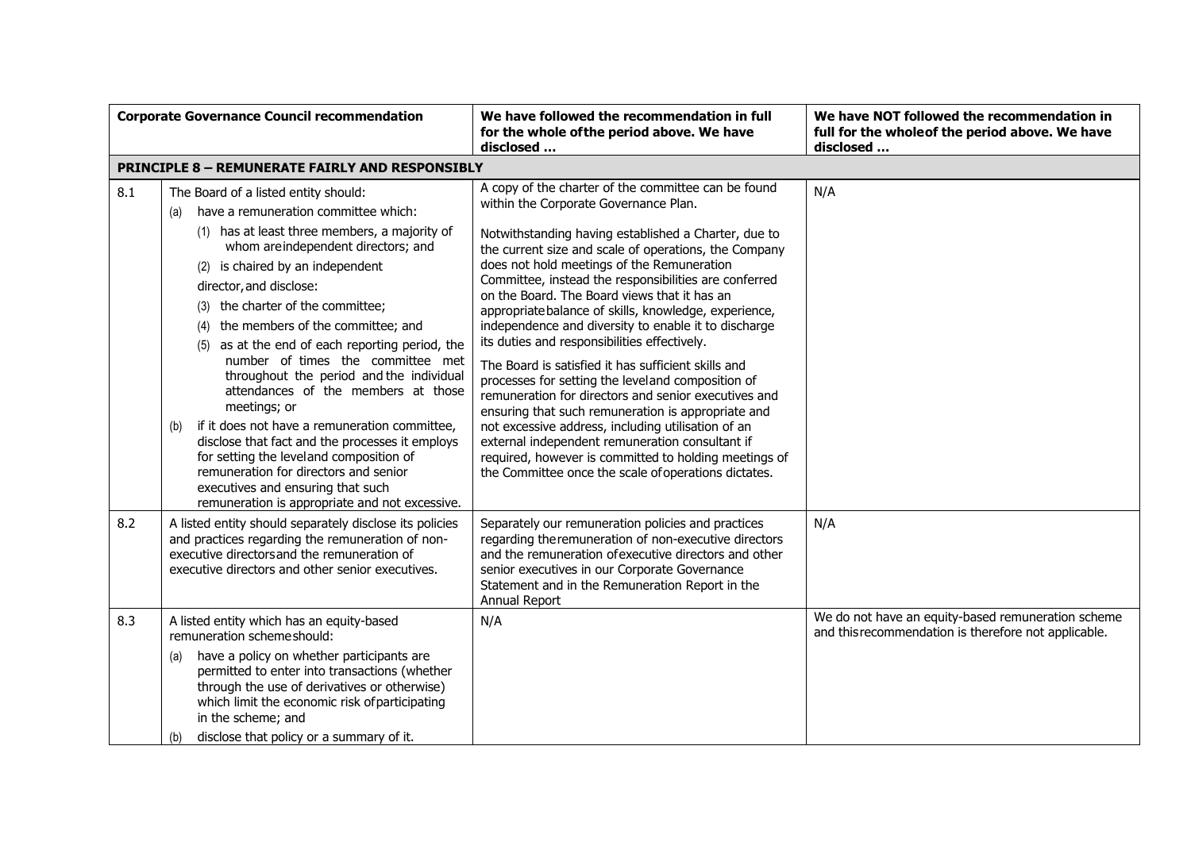| | Corporate Governance Council recommendation | We have followed the recommendation in full for the whole ofthe period above. We have disclosed … | We have NOT followed the recommendation in full for the wholeof the period above. We have disclosed … |
|---|---|---|---|
| **PRINCIPLE 8 – REMUNERATE FAIRLY AND RESPONSIBLY** | | | |
| 8.1 | The Board of a listed entity should:<br>(a) have a remuneration committee which:<br>(1) has at least three members, a majority of whom areindependent directors; and<br>(2) is chaired by an independent director,and disclose:<br>(3) the charter of the committee;<br>(4) the members of the committee; and<br>(5) as at the end of each reporting period, the number of times the committee met throughout the period and the individual attendances of the members at those meetings; or<br>(b) if it does not have a remuneration committee, disclose that fact and the processes it employs for setting the leveland composition of remuneration for directors and senior executives and ensuring that such remuneration is appropriate and not excessive. | A copy of the charter of the committee can be found within the Corporate Governance Plan.<br><br>Notwithstanding having established a Charter, due to the current size and scale of operations, the Company does not hold meetings of the Remuneration Committee, instead the responsibilities are conferred on the Board. The Board views that it has an appropriatebalance of skills, knowledge, experience, independence and diversity to enable it to discharge its duties and responsibilities effectively.<br><br>The Board is satisfied it has sufficient skills and processes for setting the leveland composition of remuneration for directors and senior executives and ensuring that such remuneration is appropriate and not excessive address, including utilisation of an external independent remuneration consultant if required, however is committed to holding meetings of the Committee once the scale ofoperations dictates. | N/A |
| 8.2 | A listed entity should separately disclose its policies and practices regarding the remuneration of non-executive directorsand the remuneration of executive directors and other senior executives. | Separately our remuneration policies and practices regarding theremuneration of non-executive directors and the remuneration ofexecutive directors and other senior executives in our Corporate Governance Statement and in the Remuneration Report in the Annual Report | N/A |
| 8.3 | A listed entity which has an equity-based remuneration schemeshould:<br>(a) have a policy on whether participants are permitted to enter into transactions (whether through the use of derivatives or otherwise) which limit the economic risk ofparticipating in the scheme; and<br>(b) disclose that policy or a summary of it. | N/A | We do not have an equity-based remuneration scheme and thisrecommendation is therefore not applicable. |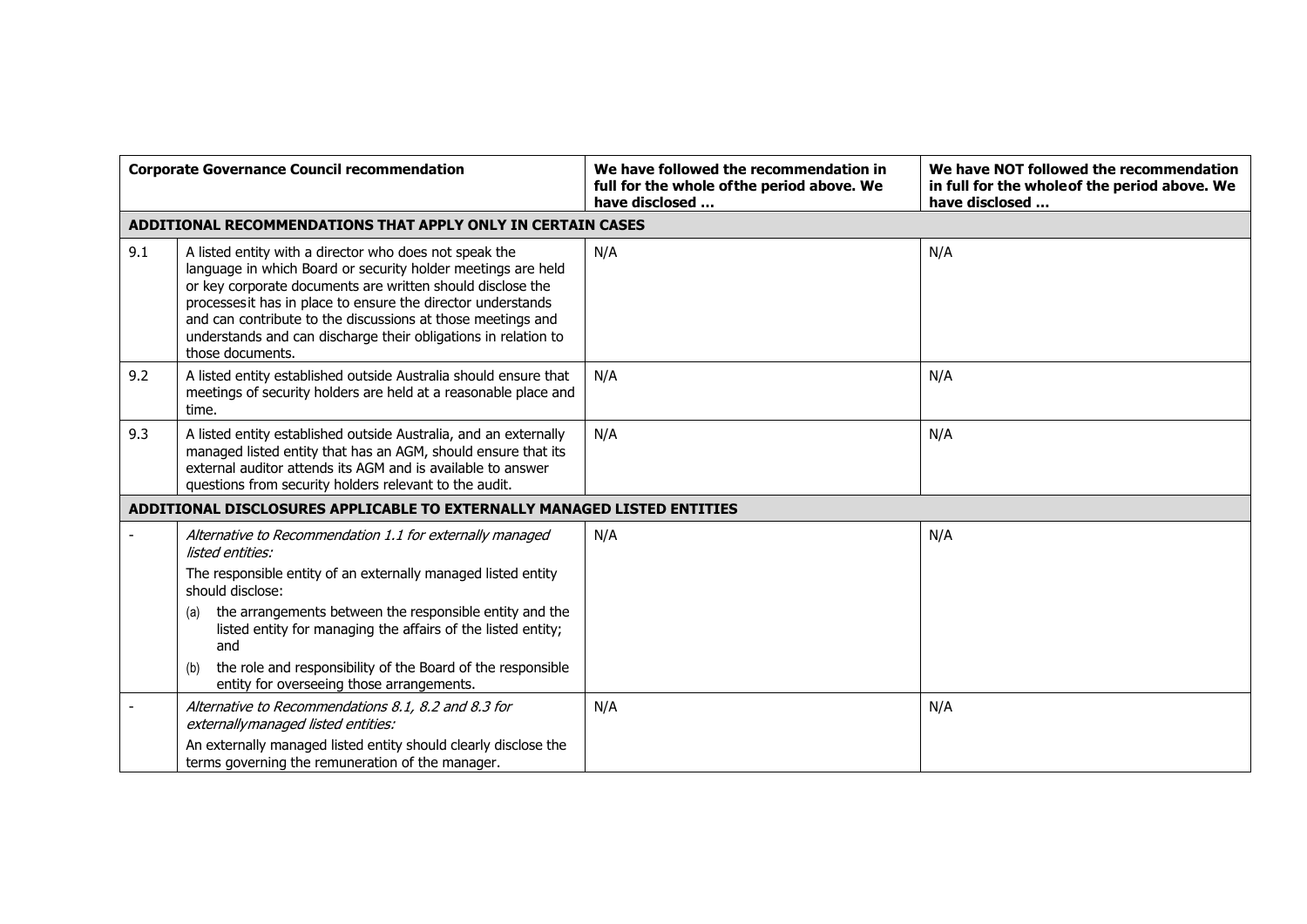| Corporate Governance Council recommendation | | We have followed the recommendation in full for the whole of the period above. We have disclosed … | We have NOT followed the recommendation in full for the whole of the period above. We have disclosed … |
|---|---|---|---|
| **ADDITIONAL RECOMMENDATIONS THAT APPLY ONLY IN CERTAIN CASES** | | | |
| 9.1 | A listed entity with a director who does not speak the language in which Board or security holder meetings are held or key corporate documents are written should disclose the processes it has in place to ensure the director understands and can contribute to the discussions at those meetings and understands and can discharge their obligations in relation to those documents. | N/A | N/A |
| 9.2 | A listed entity established outside Australia should ensure that meetings of security holders are held at a reasonable place and time. | N/A | N/A |
| 9.3 | A listed entity established outside Australia, and an externally managed listed entity that has an AGM, should ensure that its external auditor attends its AGM and is available to answer questions from security holders relevant to the audit. | N/A | N/A |
| **ADDITIONAL DISCLOSURES APPLICABLE TO EXTERNALLY MANAGED LISTED ENTITIES** | | | |
| - | *Alternative to Recommendation 1.1 for externally managed listed entities:* The responsible entity of an externally managed listed entity should disclose: (a) the arrangements between the responsible entity and the listed entity for managing the affairs of the listed entity; and (b) the role and responsibility of the Board of the responsible entity for overseeing those arrangements. | N/A | N/A |
| - | *Alternative to Recommendations 8.1, 8.2 and 8.3 for externally managed listed entities:* An externally managed listed entity should clearly disclose the terms governing the remuneration of the manager. | N/A | N/A |